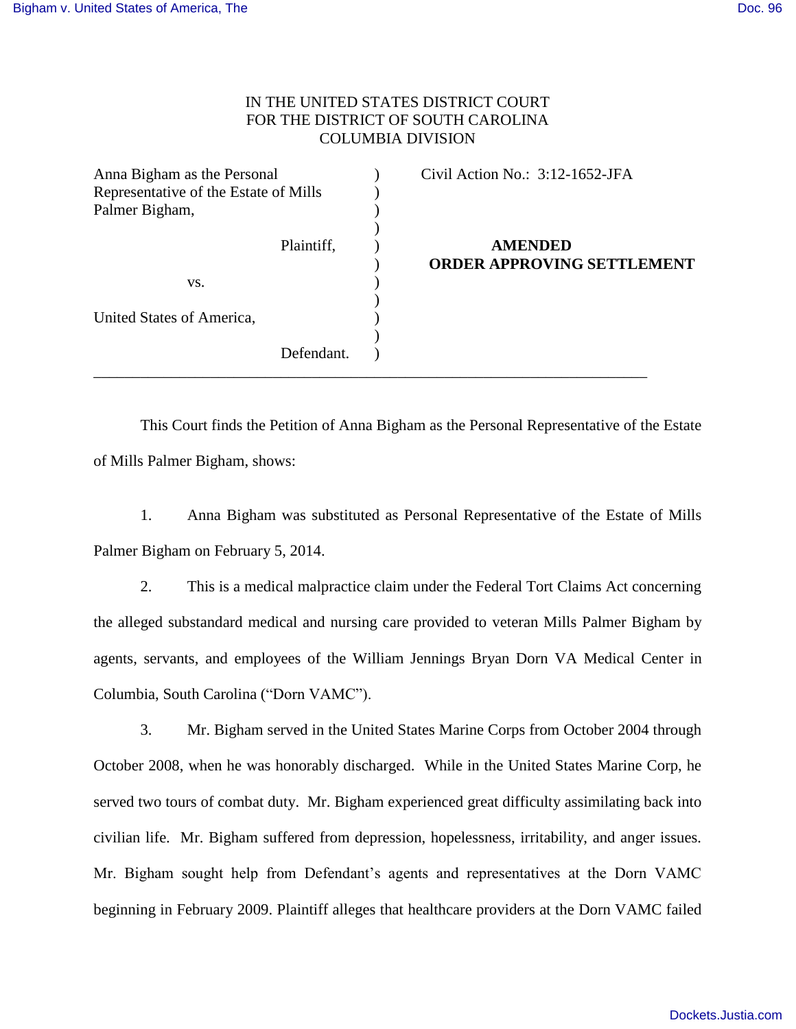IN THE UNITED STATES DISTRICT COURT
FOR THE DISTRICT OF SOUTH CAROLINA
COLUMBIA DIVISION

| | | |
|---|---|---|
| Anna Bigham as the Personal Representative of the Estate of Mills Palmer Bigham, | ) | Civil Action No.: 3:12-1652-JFA |
| Plaintiff, | ) | |
| vs. | ) | **AMENDED ORDER APPROVING SETTLEMENT** |
| United States of America, | ) | |
| Defendant. | ) | |

This Court finds the Petition of Anna Bigham as the Personal Representative of the Estate of Mills Palmer Bigham, shows:

1. Anna Bigham was substituted as Personal Representative of the Estate of Mills Palmer Bigham on February 5, 2014.

2. This is a medical malpractice claim under the Federal Tort Claims Act concerning the alleged substandard medical and nursing care provided to veteran Mills Palmer Bigham by agents, servants, and employees of the William Jennings Bryan Dorn VA Medical Center in Columbia, South Carolina ("Dorn VAMC").

3. Mr. Bigham served in the United States Marine Corps from October 2004 through October 2008, when he was honorably discharged. While in the United States Marine Corp, he served two tours of combat duty. Mr. Bigham experienced great difficulty assimilating back into civilian life. Mr. Bigham suffered from depression, hopelessness, irritability, and anger issues. Mr. Bigham sought help from Defendant's agents and representatives at the Dorn VAMC beginning in February 2009. Plaintiff alleges that healthcare providers at the Dorn VAMC failed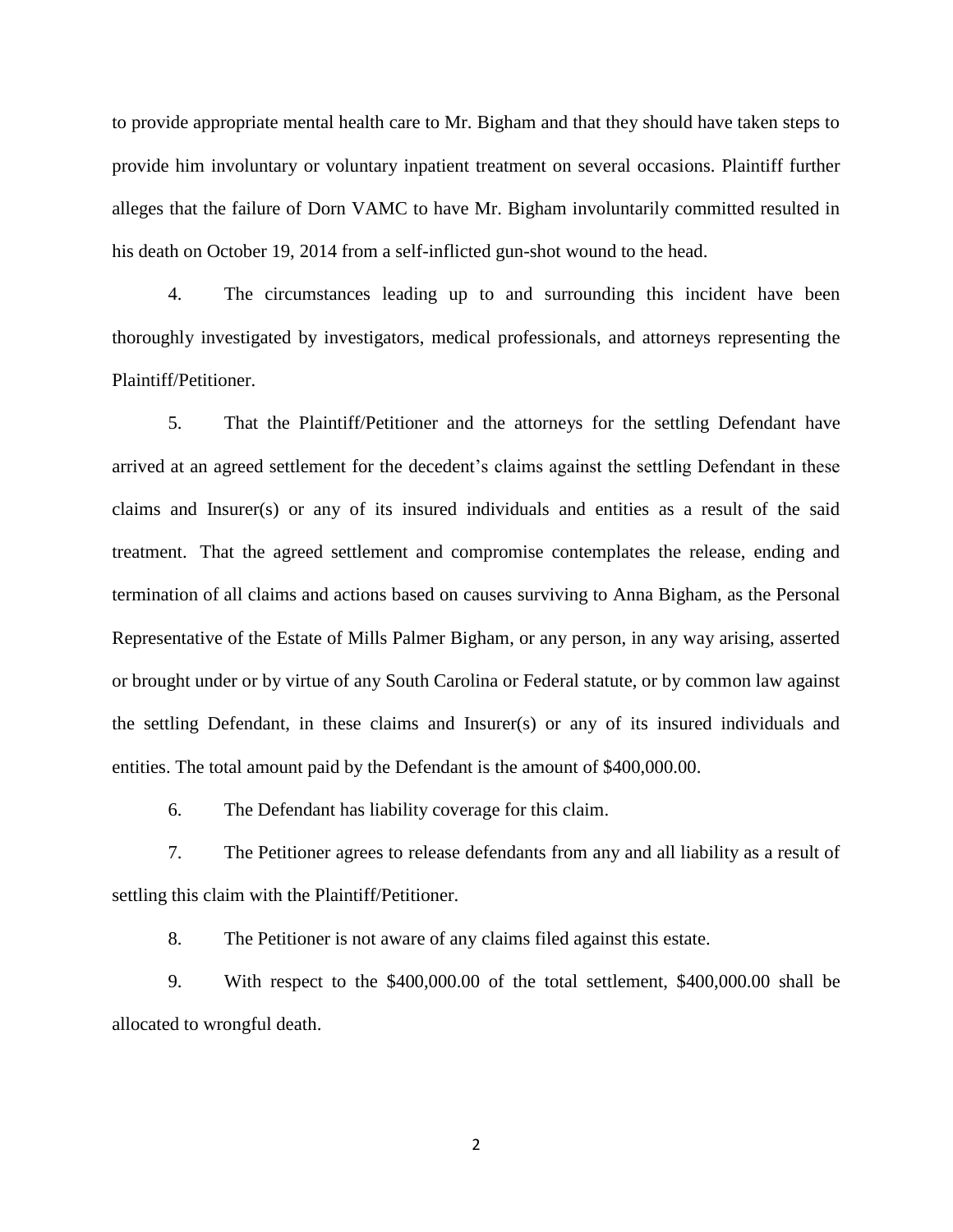to provide appropriate mental health care to Mr. Bigham and that they should have taken steps to provide him involuntary or voluntary inpatient treatment on several occasions. Plaintiff further alleges that the failure of Dorn VAMC to have Mr. Bigham involuntarily committed resulted in his death on October 19, 2014 from a self-inflicted gun-shot wound to the head.

4. The circumstances leading up to and surrounding this incident have been thoroughly investigated by investigators, medical professionals, and attorneys representing the Plaintiff/Petitioner.

5. That the Plaintiff/Petitioner and the attorneys for the settling Defendant have arrived at an agreed settlement for the decedent's claims against the settling Defendant in these claims and Insurer(s) or any of its insured individuals and entities as a result of the said treatment. That the agreed settlement and compromise contemplates the release, ending and termination of all claims and actions based on causes surviving to Anna Bigham, as the Personal Representative of the Estate of Mills Palmer Bigham, or any person, in any way arising, asserted or brought under or by virtue of any South Carolina or Federal statute, or by common law against the settling Defendant, in these claims and Insurer(s) or any of its insured individuals and entities. The total amount paid by the Defendant is the amount of $400,000.00.

6. The Defendant has liability coverage for this claim.

7. The Petitioner agrees to release defendants from any and all liability as a result of settling this claim with the Plaintiff/Petitioner.

8. The Petitioner is not aware of any claims filed against this estate.

9. With respect to the $400,000.00 of the total settlement, $400,000.00 shall be allocated to wrongful death.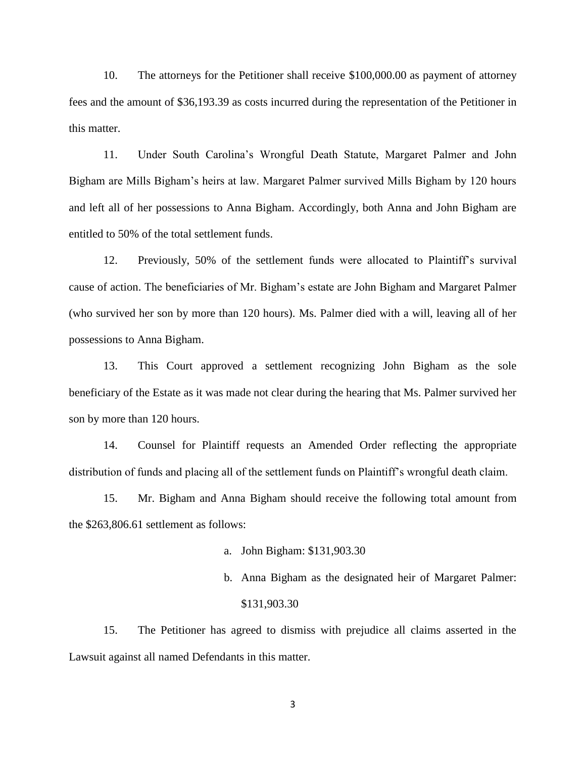10. The attorneys for the Petitioner shall receive $100,000.00 as payment of attorney fees and the amount of $36,193.39 as costs incurred during the representation of the Petitioner in this matter.

11. Under South Carolina's Wrongful Death Statute, Margaret Palmer and John Bigham are Mills Bigham's heirs at law. Margaret Palmer survived Mills Bigham by 120 hours and left all of her possessions to Anna Bigham. Accordingly, both Anna and John Bigham are entitled to 50% of the total settlement funds.

12. Previously, 50% of the settlement funds were allocated to Plaintiff's survival cause of action. The beneficiaries of Mr. Bigham's estate are John Bigham and Margaret Palmer (who survived her son by more than 120 hours). Ms. Palmer died with a will, leaving all of her possessions to Anna Bigham.

13. This Court approved a settlement recognizing John Bigham as the sole beneficiary of the Estate as it was made not clear during the hearing that Ms. Palmer survived her son by more than 120 hours.

14. Counsel for Plaintiff requests an Amended Order reflecting the appropriate distribution of funds and placing all of the settlement funds on Plaintiff's wrongful death claim.

15. Mr. Bigham and Anna Bigham should receive the following total amount from the $263,806.61 settlement as follows:

   a. John Bigham: $131,903.30

   b. Anna Bigham as the designated heir of Margaret Palmer: $131,903.30

15. The Petitioner has agreed to dismiss with prejudice all claims asserted in the Lawsuit against all named Defendants in this matter.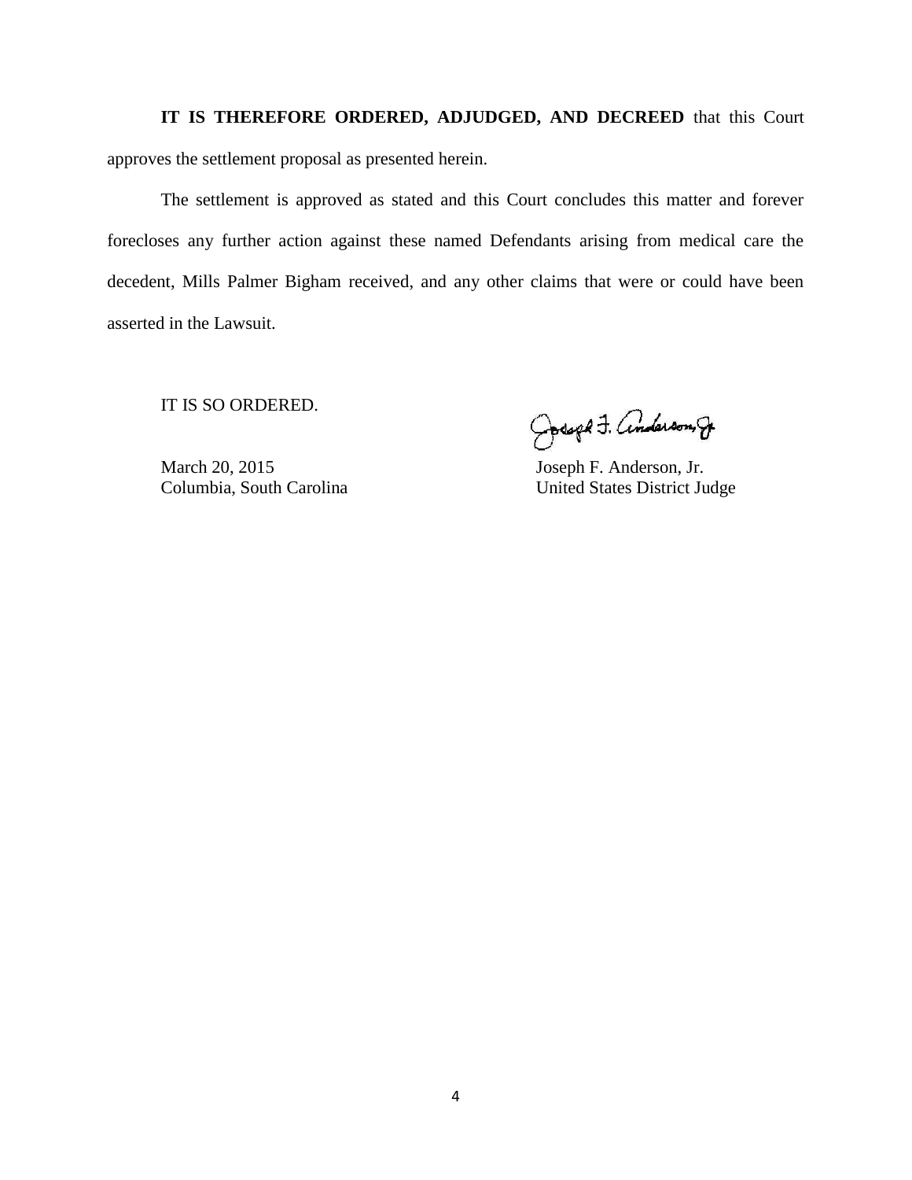**IT IS THEREFORE ORDERED, ADJUDGED, AND DECREED** that this Court approves the settlement proposal as presented herein.

The settlement is approved as stated and this Court concludes this matter and forever forecloses any further action against these named Defendants arising from medical care the decedent, Mills Palmer Bigham received, and any other claims that were or could have been asserted in the Lawsuit.

IT IS SO ORDERED.

March 20, 2015
Columbia, South Carolina

Joseph F. Anderson, Jr.
United States District Judge